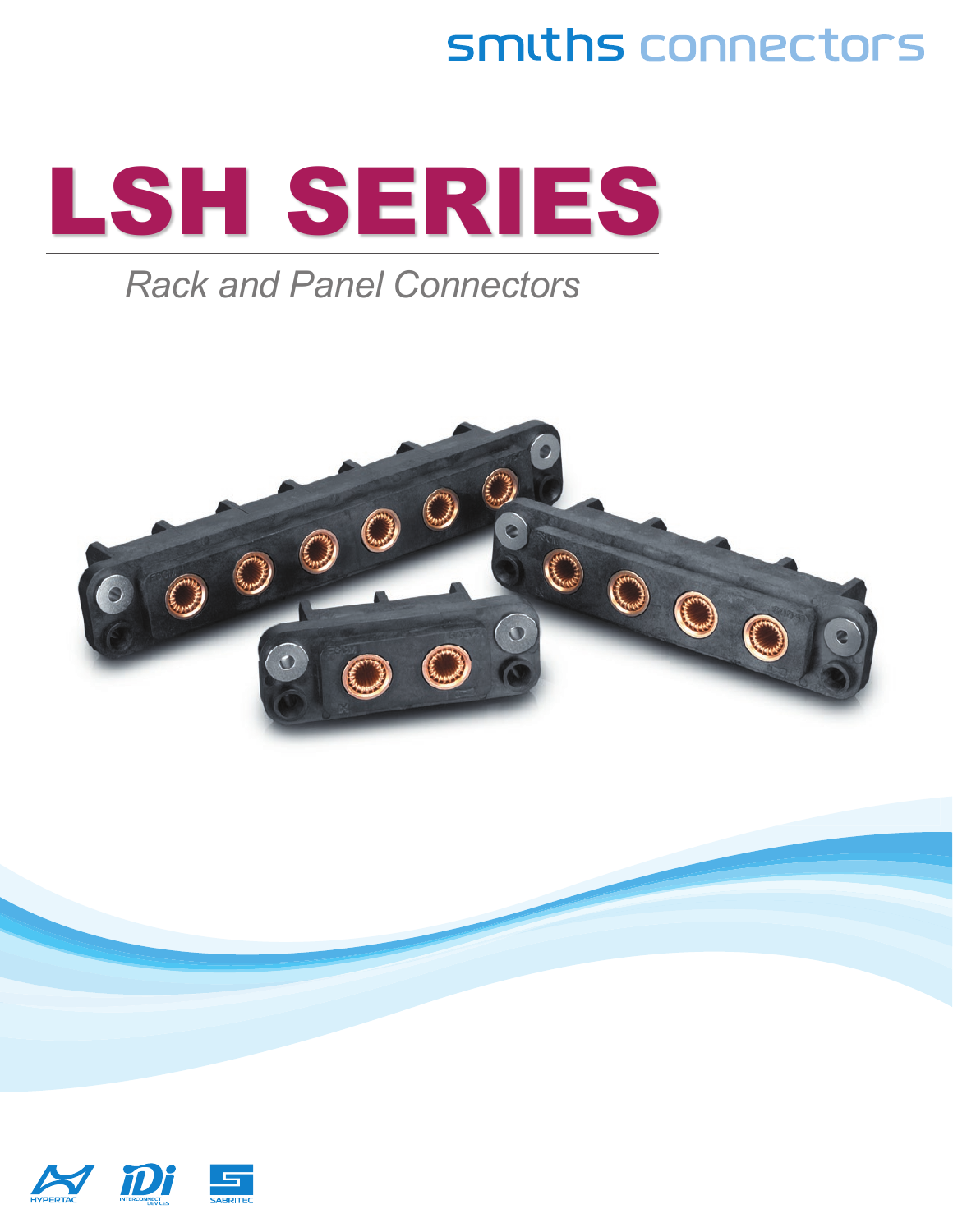smiths connectors

# LSH SERIES

*Rack and Panel Connectors*

HYPERTAC INTERCONNECT DEVICES SABRITEC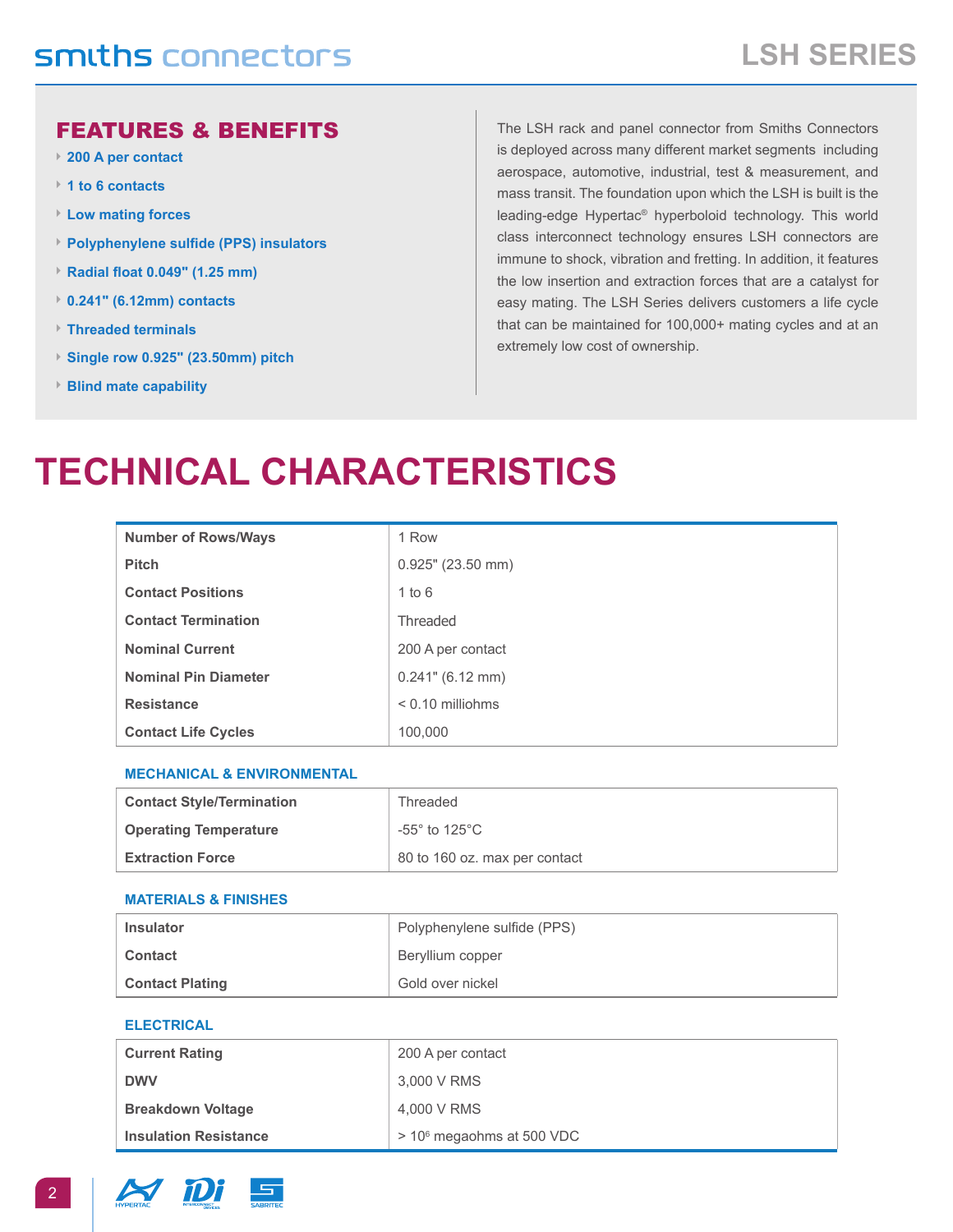## FEATURES & BENEFITS

- 200 A per contact
- 1 to 6 contacts
- Low mating forces
- Polyphenylene sulfide (PPS) insulators
- Radial float 0.049" (1.25 mm)
- 0.241" (6.12mm) contacts
- Threaded terminals
- Single row 0.925" (23.50mm) pitch
- Blind mate capability

The LSH rack and panel connector from Smiths Connectors is deployed across many different market segments including aerospace, automotive, industrial, test & measurement, and mass transit. The foundation upon which the LSH is built is the leading-edge Hypertac® hyperboloid technology. This world class interconnect technology ensures LSH connectors are immune to shock, vibration and fretting. In addition, it features the low insertion and extraction forces that are a catalyst for easy mating. The LSH Series delivers customers a life cycle that can be maintained for 100,000+ mating cycles and at an extremely low cost of ownership.

# TECHNICAL CHARACTERISTICS

| | |
|---|---|
| **Number of Rows/Ways** | 1 Row |
| **Pitch** | 0.925" (23.50 mm) |
| **Contact Positions** | 1 to 6 |
| **Contact Termination** | Threaded |
| **Nominal Current** | 200 A per contact |
| **Nominal Pin Diameter** | 0.241" (6.12 mm) |
| **Resistance** | < 0.10 milliohms |
| **Contact Life Cycles** | 100,000 |

### MECHANICAL & ENVIRONMENTAL

| | |
|---|---|
| **Contact Style/Termination** | Threaded |
| **Operating Temperature** | -55° to 125°C |
| **Extraction Force** | 80 to 160 oz. max per contact |

### MATERIALS & FINISHES

| | |
|---|---|
| **Insulator** | Polyphenylene sulfide (PPS) |
| **Contact** | Beryllium copper |
| **Contact Plating** | Gold over nickel |

### ELECTRICAL

| | |
|---|---|
| **Current Rating** | 200 A per contact |
| **DWV** | 3,000 V RMS |
| **Breakdown Voltage** | 4,000 V RMS |
| **Insulation Resistance** | > $10^6$ megaohms at 500 VDC |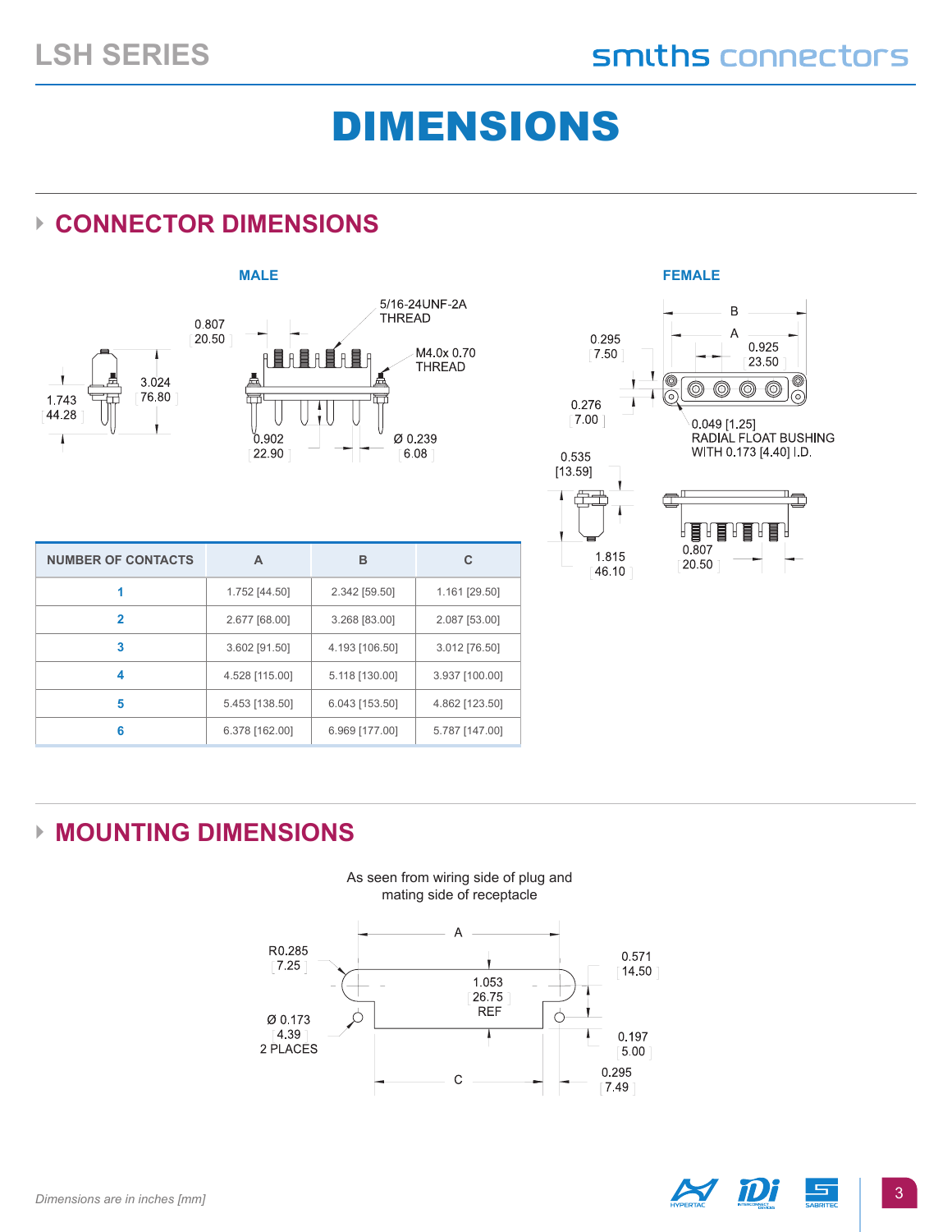# DIMENSIONS

## CONNECTOR DIMENSIONS

MALE

0.807 [20.50]

5/16-24UNF-2A THREAD

M4.0x 0.70 THREAD

1.743 [44.28]

3.024 [76.80]

0.902 [22.90]

Ø 0.239 [6.08]

FEMALE

B

A

0.295 [7.50]

0.925 [23.50]

0.276 [7.00]

0.049 [1.25] RADIAL FLOAT BUSHING WITH 0.173 [4.40] I.D.

0.535 [13.59]

1.815 [46.10]

0.807 [20.50]

| NUMBER OF CONTACTS | A | B | C |
|---|---|---|---|
| 1 | 1.752 [44.50] | 2.342 [59.50] | 1.161 [29.50] |
| 2 | 2.677 [68.00] | 3.268 [83.00] | 2.087 [53.00] |
| 3 | 3.602 [91.50] | 4.193 [106.50] | 3.012 [76.50] |
| 4 | 4.528 [115.00] | 5.118 [130.00] | 3.937 [100.00] |
| 5 | 5.453 [138.50] | 6.043 [153.50] | 4.862 [123.50] |
| 6 | 6.378 [162.00] | 6.969 [177.00] | 5.787 [147.00] |

## MOUNTING DIMENSIONS

As seen from wiring side of plug and mating side of receptacle

A

R0.285 [7.25]

1.053 [26.75] REF

0.571 [14.50]

Ø 0.173 [4.39] 2 PLACES

0.197 [5.00]

0.295 [7.49]

C

*Dimensions are in inches [mm]*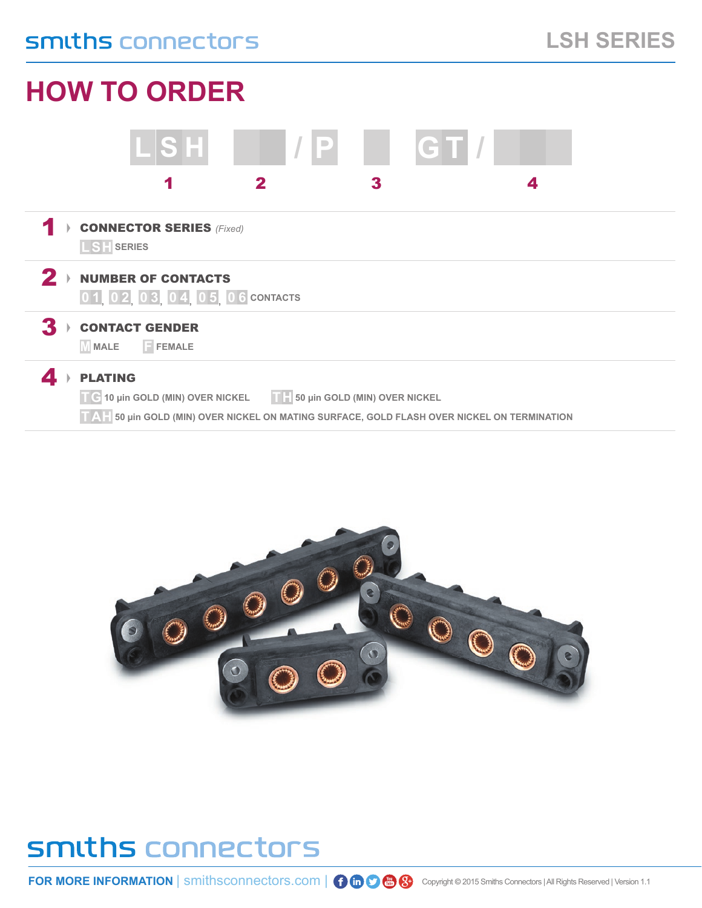# HOW TO ORDER

LSH [ ] [ ] / P [ ] GT / [ ] [ ] [ ]

1 2 3 4

**1 CONNECTOR SERIES** *(Fixed)*

LSH SERIES

**2 NUMBER OF CONTACTS**

01, 02, 03, 04, 05, 06 CONTACTS

**3 CONTACT GENDER**

M MALE F FEMALE

**4 PLATING**

TG 10 µin GOLD (MIN) OVER NICKEL TH 50 µin GOLD (MIN) OVER NICKEL

TAH 50 µin GOLD (MIN) OVER NICKEL ON MATING SURFACE, GOLD FLASH OVER NICKEL ON TERMINATION

smiths connectors

FOR MORE INFORMATION | smithsconnectors.com | Copyright © 2015 Smiths Connectors | All Rights Reserved | Version 1.1